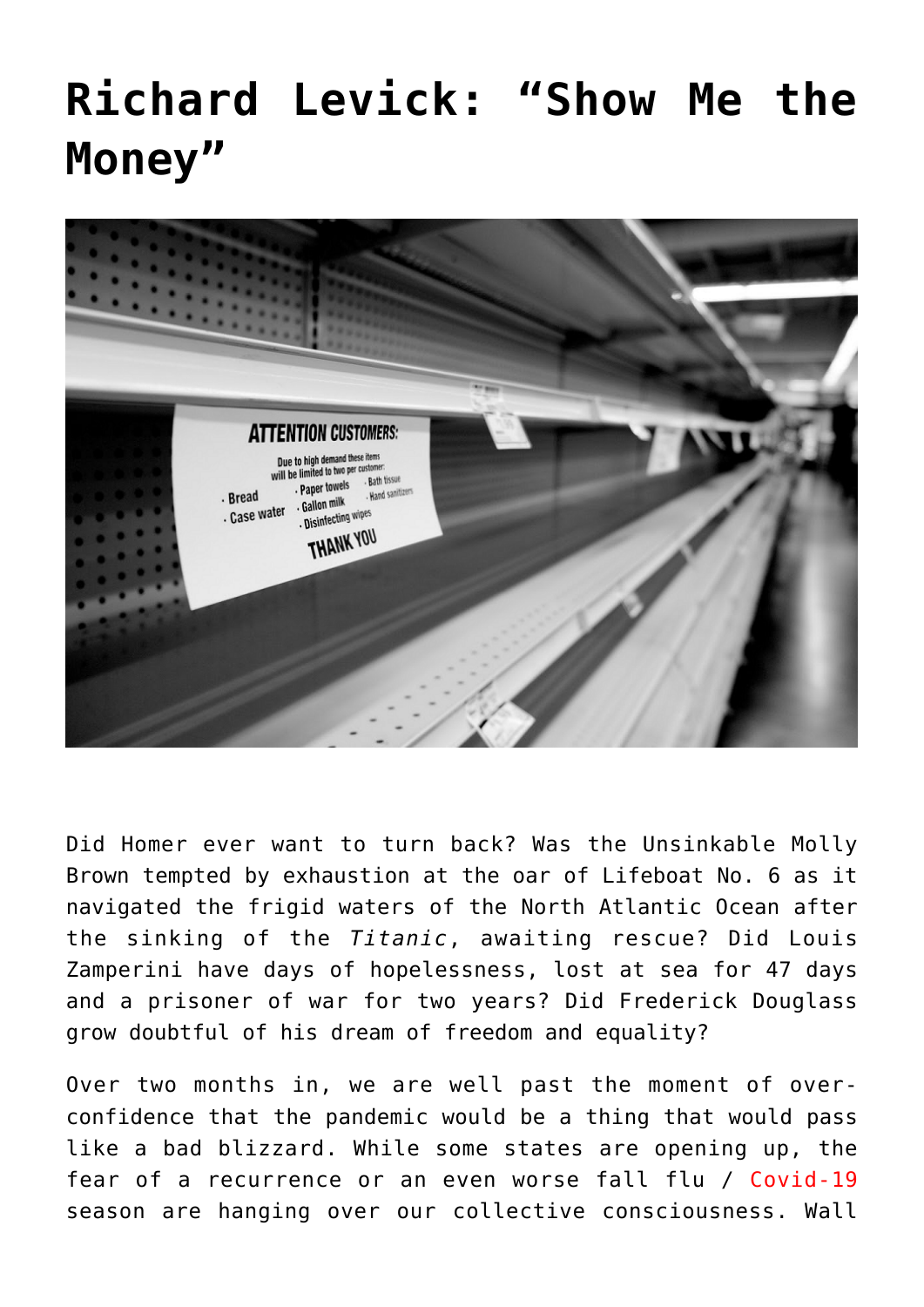# Richard Levick: "Show Me the Money"

Did Homer ever want to turn back? Was the Unsinkable Molly Brown tempted by exhaustion at the oar of Lifeboat No. 6 as it navigated the frigid waters of the North Atlantic Ocean after the sinking of the *Titanic*, awaiting rescue? Did Louis Zamperini have days of hopelessness, lost at sea for 47 days and a prisoner of war for two years? Did Frederick Douglass grow doubtful of his dream of freedom and equality?

Over two months in, we are well past the moment of over-confidence that the pandemic would be a thing that would pass like a bad blizzard. While some states are opening up, the fear of a recurrence or an even worse fall flu / Covid-19 season are hanging over our collective consciousness. Wall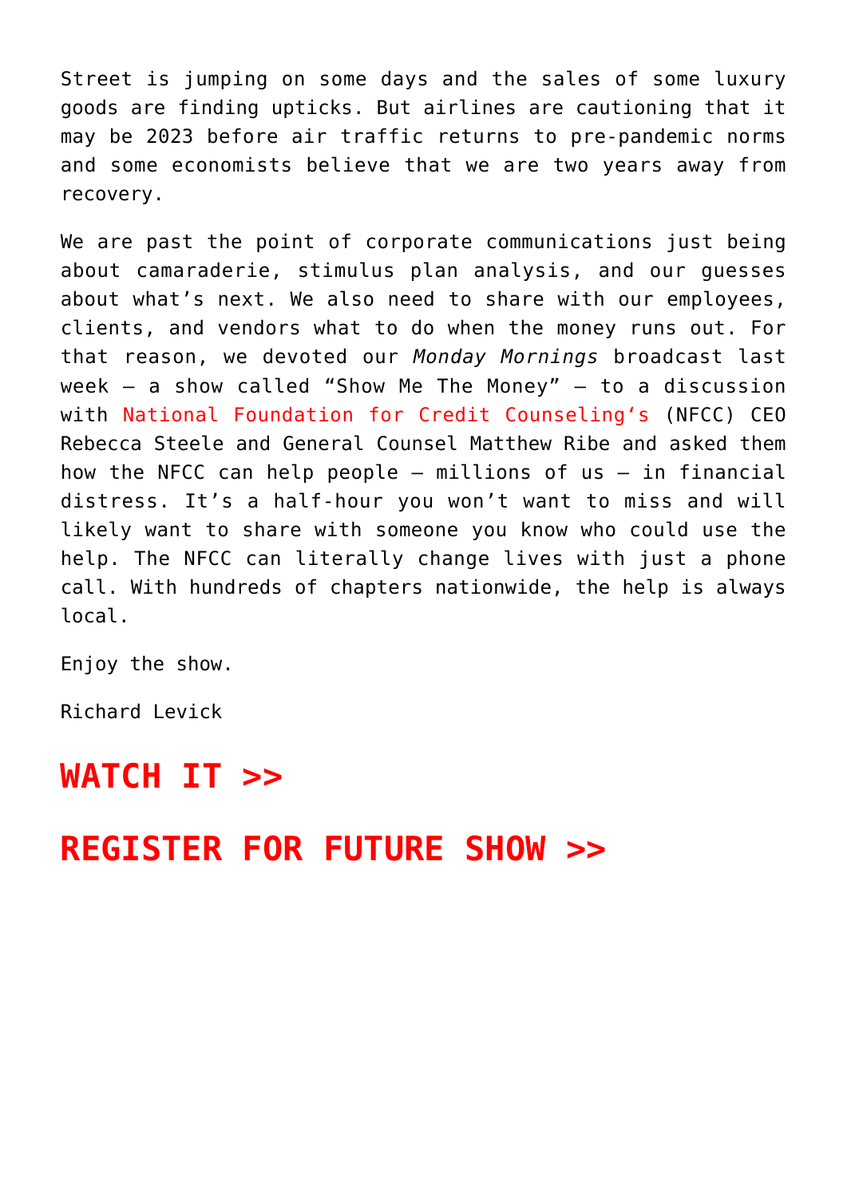Street is jumping on some days and the sales of some luxury goods are finding upticks. But airlines are cautioning that it may be 2023 before air traffic returns to pre-pandemic norms and some economists believe that we are two years away from recovery.

We are past the point of corporate communications just being about camaraderie, stimulus plan analysis, and our guesses about what's next. We also need to share with our employees, clients, and vendors what to do when the money runs out. For that reason, we devoted our *Monday Mornings* broadcast last week – a show called "Show Me The Money" – to a discussion with National Foundation for Credit Counseling's (NFCC) CEO Rebecca Steele and General Counsel Matthew Ribe and asked them how the NFCC can help people – millions of us – in financial distress. It's a half-hour you won't want to miss and will likely want to share with someone you know who could use the help. The NFCC can literally change lives with just a phone call. With hundreds of chapters nationwide, the help is always local.

Enjoy the show.

Richard Levick

## WATCH IT >>

## REGISTER FOR FUTURE SHOW >>